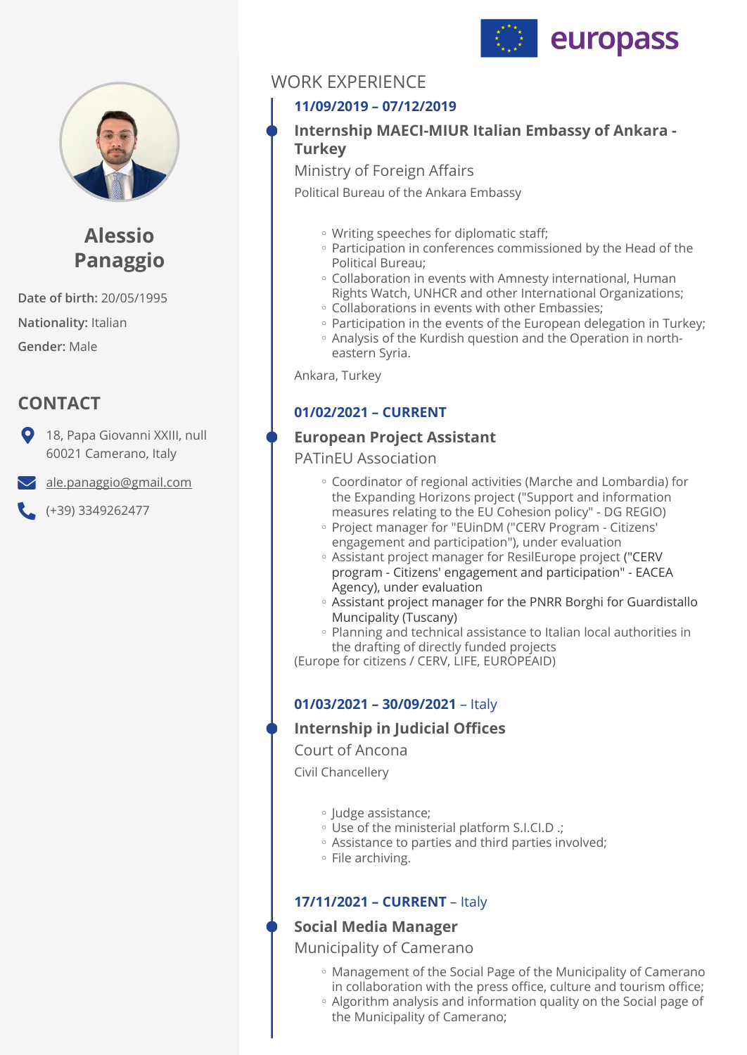europass

# Alessio Panaggio

**Date of birth:** 20/05/1995

**Nationality:** Italian

**Gender:** Male

## CONTACT

18, Papa Giovanni XXIII, null 60021 Camerano, Italy

ale.panaggio@gmail.com

(+39) 3349262477

## WORK EXPERIENCE

**11/09/2019 – 07/12/2019**

### Internship MAECI-MIUR Italian Embassy of Ankara - Turkey

Ministry of Foreign Affairs

Political Bureau of the Ankara Embassy

- Writing speeches for diplomatic staff;
- Participation in conferences commissioned by the Head of the Political Bureau;
- Collaboration in events with Amnesty international, Human Rights Watch, UNHCR and other International Organizations;
- Collaborations in events with other Embassies;
- Participation in the events of the European delegation in Turkey;
- Analysis of the Kurdish question and the Operation in north-eastern Syria.

Ankara, Turkey

**01/02/2021 – CURRENT**

### European Project Assistant

PATinEU Association

- Coordinator of regional activities (Marche and Lombardia) for the Expanding Horizons project ("Support and information measures relating to the EU Cohesion policy" - DG REGIO)
- Project manager for "EUinDM ("CERV Program - Citizens' engagement and participation"), under evaluation
- Assistant project manager for ResilEurope project ("CERV program - Citizens' engagement and participation" - EACEA Agency), under evaluation
- Assistant project manager for the PNRR Borghi for Guardistallo Muncipality (Tuscany)
- Planning and technical assistance to Italian local authorities in the drafting of directly funded projects

(Europe for citizens / CERV, LIFE, EUROPEAID)

**01/03/2021 – 30/09/2021** – Italy

### Internship in Judicial Offices

Court of Ancona

Civil Chancellery

- Judge assistance;
- Use of the ministerial platform S.I.CI.D .;
- Assistance to parties and third parties involved;
- File archiving.

**17/11/2021 – CURRENT** – Italy

### Social Media Manager

Municipality of Camerano

- Management of the Social Page of the Municipality of Camerano in collaboration with the press office, culture and tourism office;
- Algorithm analysis and information quality on the Social page of the Municipality of Camerano;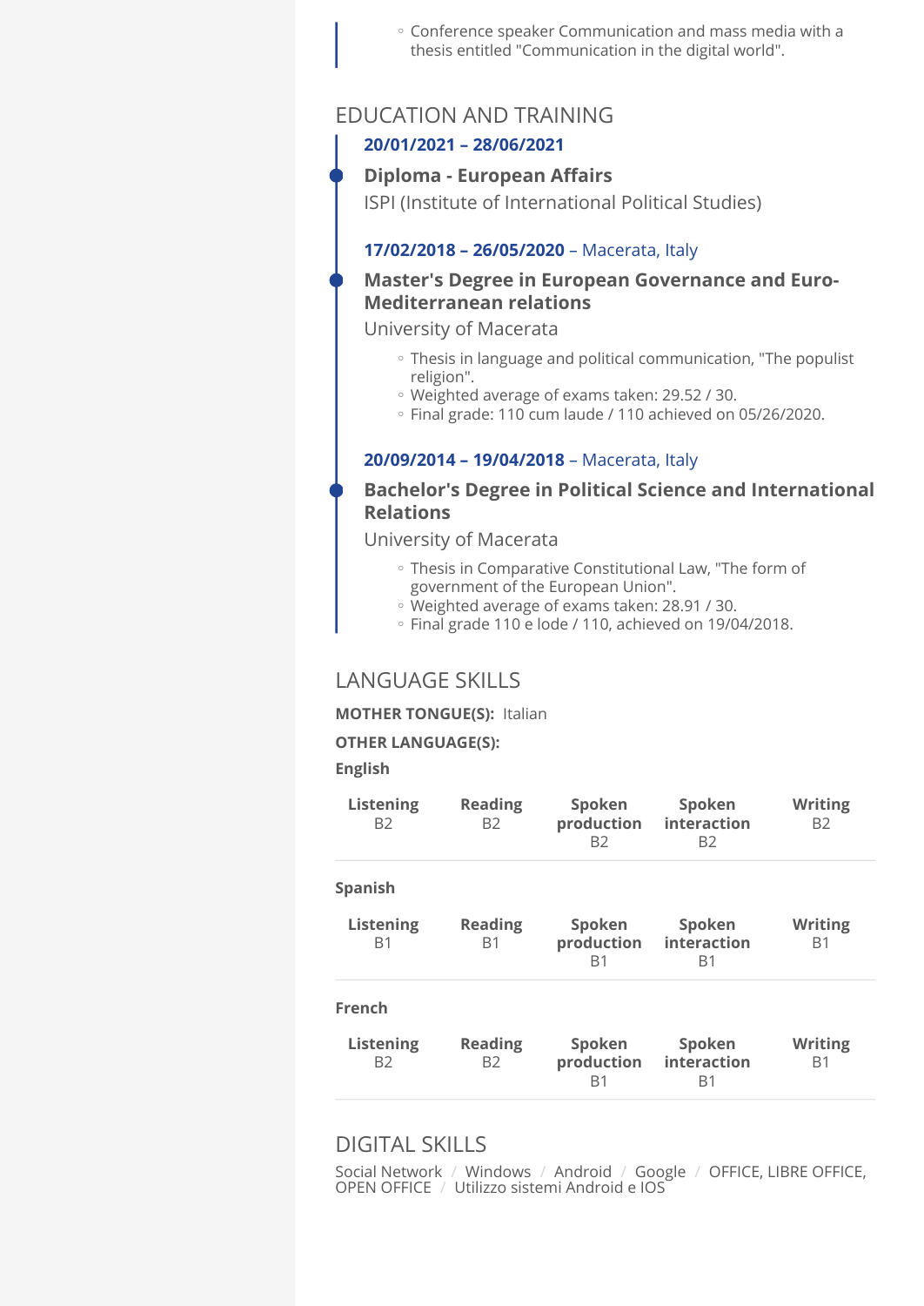- Conference speaker Communication and mass media with a thesis entitled "Communication in the digital world".

## EDUCATION AND TRAINING

**20/01/2021 – 28/06/2021**

### Diploma - European Affairs

ISPI (Institute of International Political Studies)

**17/02/2018 – 26/05/2020** – Macerata, Italy

### Master's Degree in European Governance and Euro-Mediterranean relations

University of Macerata

- Thesis in language and political communication, "The populist religion".
- Weighted average of exams taken: 29.52 / 30.
- Final grade: 110 cum laude / 110 achieved on 05/26/2020.

**20/09/2014 – 19/04/2018** – Macerata, Italy

### Bachelor's Degree in Political Science and International Relations

University of Macerata

- Thesis in Comparative Constitutional Law, "The form of government of the European Union".
- Weighted average of exams taken: 28.91 / 30.
- Final grade 110 e lode / 110, achieved on 19/04/2018.

## LANGUAGE SKILLS

**MOTHER TONGUE(S):** Italian

**OTHER LANGUAGE(S):**

**English**

| Listening | Reading | Spoken production | Spoken interaction | Writing |
|---|---|---|---|---|
| B2 | B2 | B2 | B2 | B2 |

**Spanish**

| Listening | Reading | Spoken production | Spoken interaction | Writing |
|---|---|---|---|---|
| B1 | B1 | B1 | B1 | B1 |

**French**

| Listening | Reading | Spoken production | Spoken interaction | Writing |
|---|---|---|---|---|
| B2 | B2 | B1 | B1 | B1 |

## DIGITAL SKILLS

Social Network / Windows / Android / Google / OFFICE, LIBRE OFFICE, OPEN OFFICE / Utilizzo sistemi Android e IOS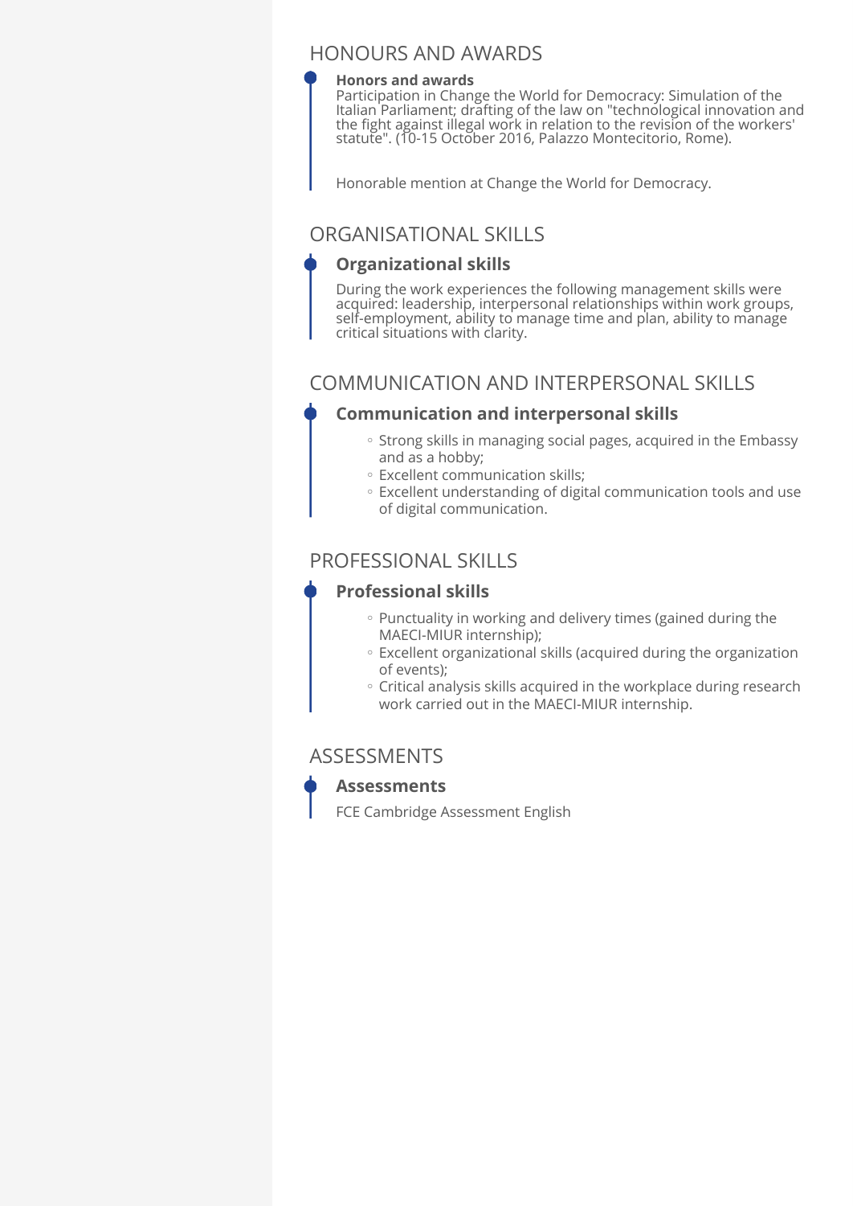## HONOURS AND AWARDS

**Honors and awards**

Participation in Change the World for Democracy: Simulation of the Italian Parliament; drafting of the law on "technological innovation and the fight against illegal work in relation to the revision of the workers' statute". (10-15 October 2016, Palazzo Montecitorio, Rome).

Honorable mention at Change the World for Democracy.

## ORGANISATIONAL SKILLS

### Organizational skills

During the work experiences the following management skills were acquired: leadership, interpersonal relationships within work groups, self-employment, ability to manage time and plan, ability to manage critical situations with clarity.

## COMMUNICATION AND INTERPERSONAL SKILLS

### Communication and interpersonal skills

- Strong skills in managing social pages, acquired in the Embassy and as a hobby;
- Excellent communication skills;
- Excellent understanding of digital communication tools and use of digital communication.

## PROFESSIONAL SKILLS

### Professional skills

- Punctuality in working and delivery times (gained during the MAECI-MIUR internship);
- Excellent organizational skills (acquired during the organization of events);
- Critical analysis skills acquired in the workplace during research work carried out in the MAECI-MIUR internship.

## ASSESSMENTS

### Assessments

FCE Cambridge Assessment English